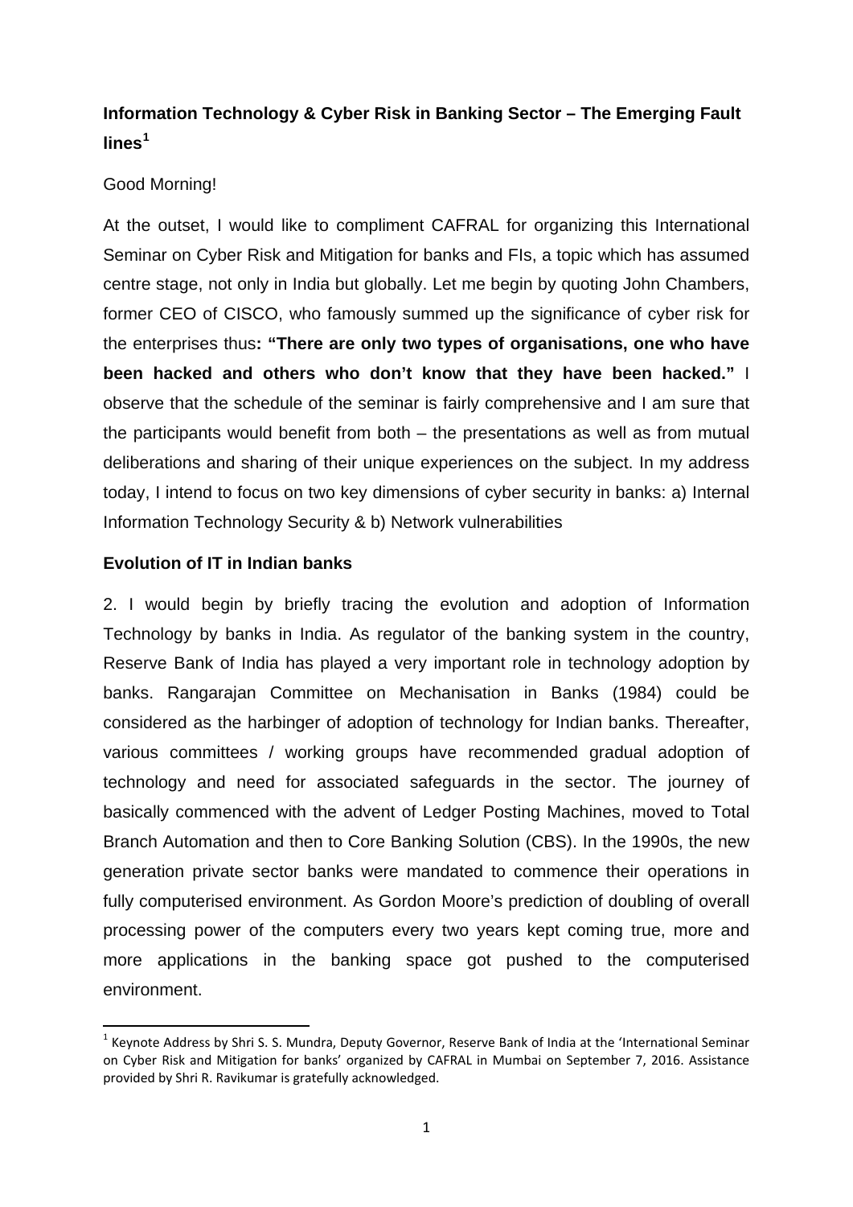**Information Technology & Cyber Risk in Banking Sector – The Emerging Fault lines**[1]

Good Morning!

At the outset, I would like to compliment CAFRAL for organizing this International Seminar on Cyber Risk and Mitigation for banks and FIs, a topic which has assumed centre stage, not only in India but globally. Let me begin by quoting John Chambers, former CEO of CISCO, who famously summed up the significance of cyber risk for the enterprises thus**: "There are only two types of organisations, one who have been hacked and others who don't know that they have been hacked."** I observe that the schedule of the seminar is fairly comprehensive and I am sure that the participants would benefit from both – the presentations as well as from mutual deliberations and sharing of their unique experiences on the subject. In my address today, I intend to focus on two key dimensions of cyber security in banks: a) Internal Information Technology Security & b) Network vulnerabilities

**Evolution of IT in Indian banks**

2. I would begin by briefly tracing the evolution and adoption of Information Technology by banks in India. As regulator of the banking system in the country, Reserve Bank of India has played a very important role in technology adoption by banks. Rangarajan Committee on Mechanisation in Banks (1984) could be considered as the harbinger of adoption of technology for Indian banks. Thereafter, various committees / working groups have recommended gradual adoption of technology and need for associated safeguards in the sector. The journey of basically commenced with the advent of Ledger Posting Machines, moved to Total Branch Automation and then to Core Banking Solution (CBS). In the 1990s, the new generation private sector banks were mandated to commence their operations in fully computerised environment. As Gordon Moore's prediction of doubling of overall processing power of the computers every two years kept coming true, more and more applications in the banking space got pushed to the computerised environment.

---

[1] Keynote Address by Shri S. S. Mundra, Deputy Governor, Reserve Bank of India at the 'International Seminar on Cyber Risk and Mitigation for banks' organized by CAFRAL in Mumbai on September 7, 2016. Assistance provided by Shri R. Ravikumar is gratefully acknowledged.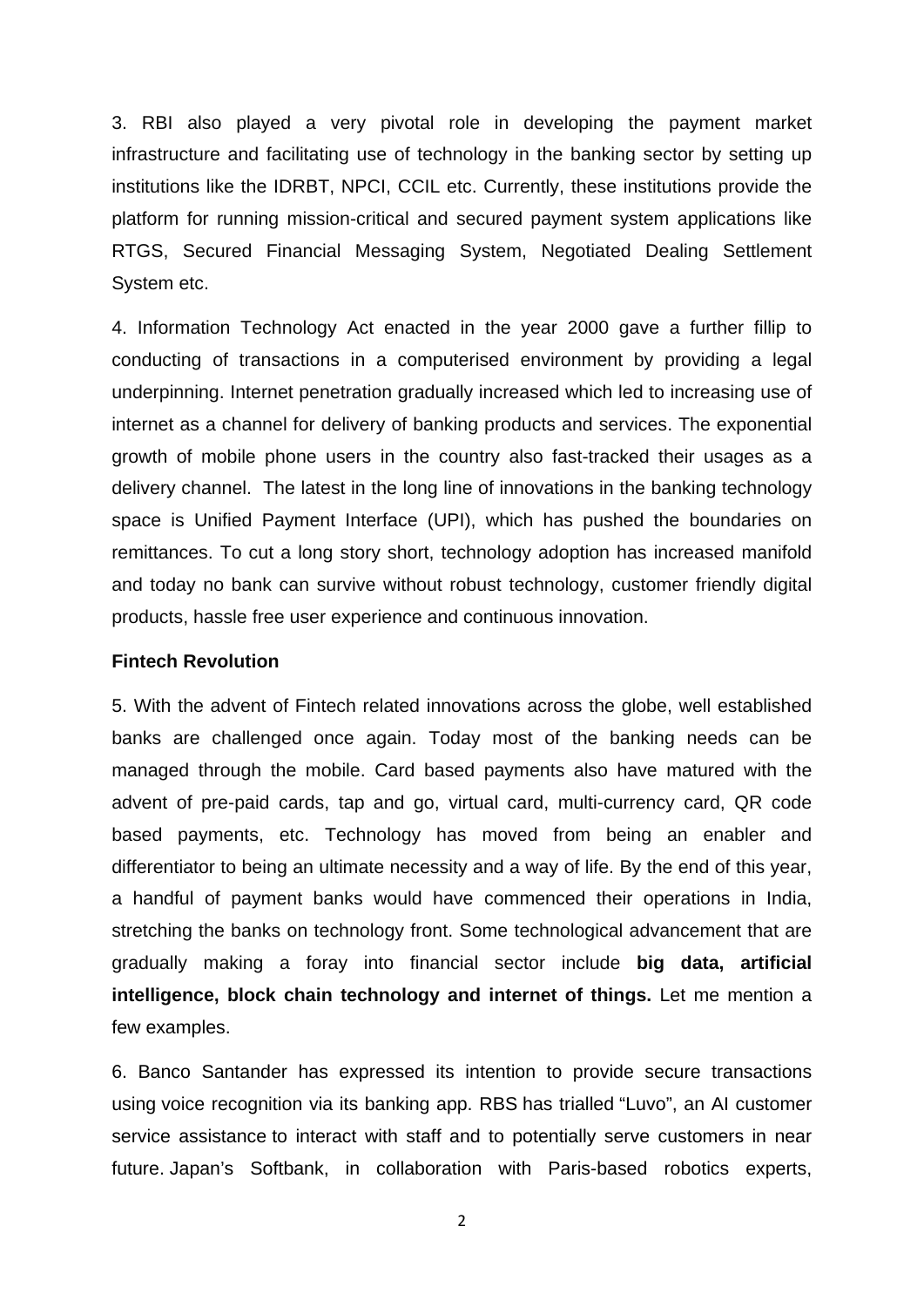3. RBI also played a very pivotal role in developing the payment market infrastructure and facilitating use of technology in the banking sector by setting up institutions like the IDRBT, NPCI, CCIL etc. Currently, these institutions provide the platform for running mission-critical and secured payment system applications like RTGS, Secured Financial Messaging System, Negotiated Dealing Settlement System etc.

4. Information Technology Act enacted in the year 2000 gave a further fillip to conducting of transactions in a computerised environment by providing a legal underpinning. Internet penetration gradually increased which led to increasing use of internet as a channel for delivery of banking products and services. The exponential growth of mobile phone users in the country also fast-tracked their usages as a delivery channel. The latest in the long line of innovations in the banking technology space is Unified Payment Interface (UPI), which has pushed the boundaries on remittances. To cut a long story short, technology adoption has increased manifold and today no bank can survive without robust technology, customer friendly digital products, hassle free user experience and continuous innovation.

**Fintech Revolution**

5. With the advent of Fintech related innovations across the globe, well established banks are challenged once again. Today most of the banking needs can be managed through the mobile. Card based payments also have matured with the advent of pre-paid cards, tap and go, virtual card, multi-currency card, QR code based payments, etc. Technology has moved from being an enabler and differentiator to being an ultimate necessity and a way of life. By the end of this year, a handful of payment banks would have commenced their operations in India, stretching the banks on technology front. Some technological advancement that are gradually making a foray into financial sector include **big data, artificial intelligence, block chain technology and internet of things.** Let me mention a few examples.

6. Banco Santander has expressed its intention to provide secure transactions using voice recognition via its banking app. RBS has trialled "Luvo", an AI customer service assistance to interact with staff and to potentially serve customers in near future. Japan's Softbank, in collaboration with Paris-based robotics experts,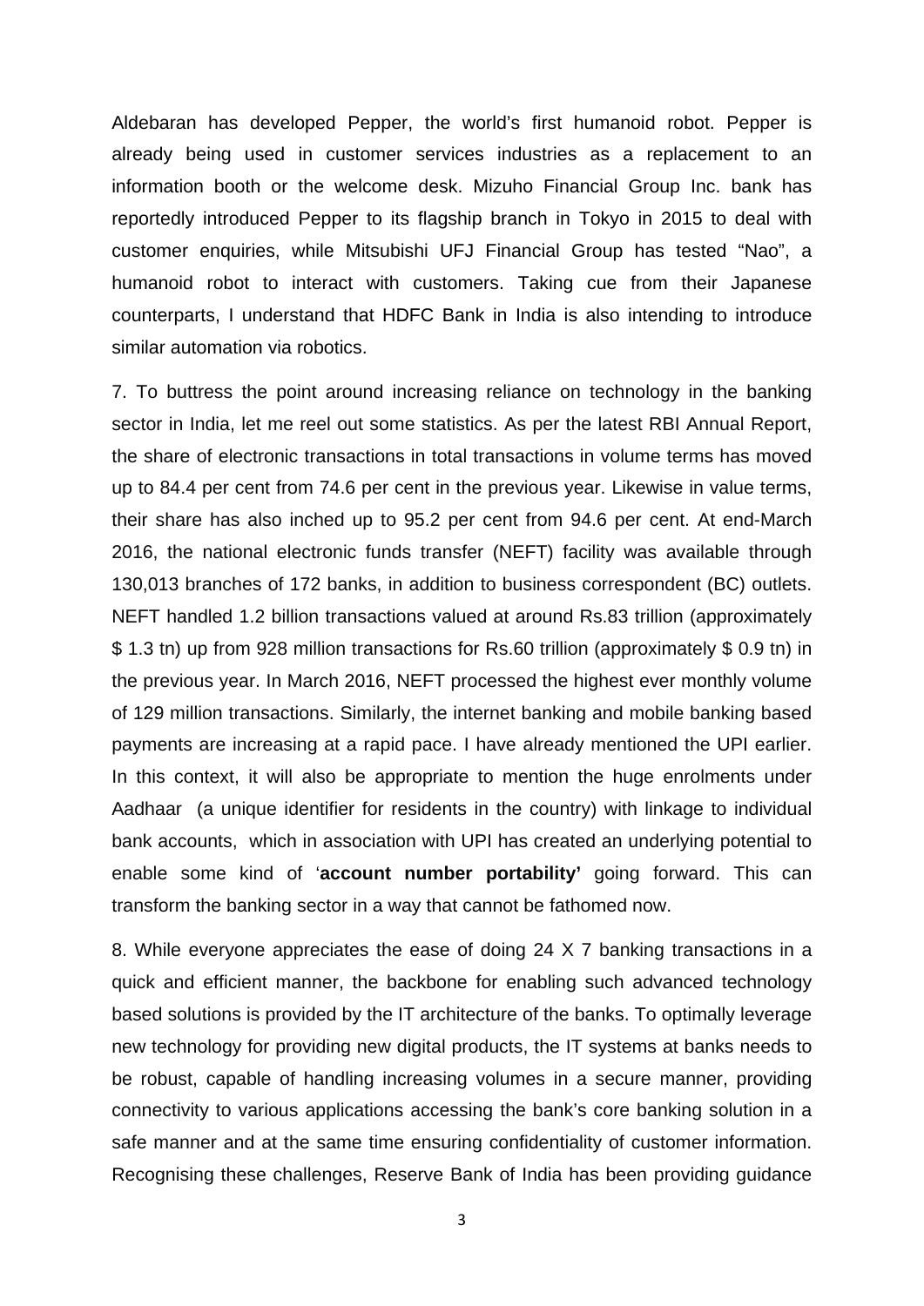Aldebaran has developed Pepper, the world's first humanoid robot. Pepper is already being used in customer services industries as a replacement to an information booth or the welcome desk. Mizuho Financial Group Inc. bank has reportedly introduced Pepper to its flagship branch in Tokyo in 2015 to deal with customer enquiries, while Mitsubishi UFJ Financial Group has tested "Nao", a humanoid robot to interact with customers. Taking cue from their Japanese counterparts, I understand that HDFC Bank in India is also intending to introduce similar automation via robotics.

7. To buttress the point around increasing reliance on technology in the banking sector in India, let me reel out some statistics. As per the latest RBI Annual Report, the share of electronic transactions in total transactions in volume terms has moved up to 84.4 per cent from 74.6 per cent in the previous year. Likewise in value terms, their share has also inched up to 95.2 per cent from 94.6 per cent. At end-March 2016, the national electronic funds transfer (NEFT) facility was available through 130,013 branches of 172 banks, in addition to business correspondent (BC) outlets. NEFT handled 1.2 billion transactions valued at around Rs.83 trillion (approximately $ 1.3 tn) up from 928 million transactions for Rs.60 trillion (approximately $ 0.9 tn) in the previous year. In March 2016, NEFT processed the highest ever monthly volume of 129 million transactions. Similarly, the internet banking and mobile banking based payments are increasing at a rapid pace. I have already mentioned the UPI earlier. In this context, it will also be appropriate to mention the huge enrolments under Aadhaar (a unique identifier for residents in the country) with linkage to individual bank accounts, which in association with UPI has created an underlying potential to enable some kind of '**account number portability'** going forward. This can transform the banking sector in a way that cannot be fathomed now.

8. While everyone appreciates the ease of doing 24 X 7 banking transactions in a quick and efficient manner, the backbone for enabling such advanced technology based solutions is provided by the IT architecture of the banks. To optimally leverage new technology for providing new digital products, the IT systems at banks needs to be robust, capable of handling increasing volumes in a secure manner, providing connectivity to various applications accessing the bank's core banking solution in a safe manner and at the same time ensuring confidentiality of customer information. Recognising these challenges, Reserve Bank of India has been providing guidance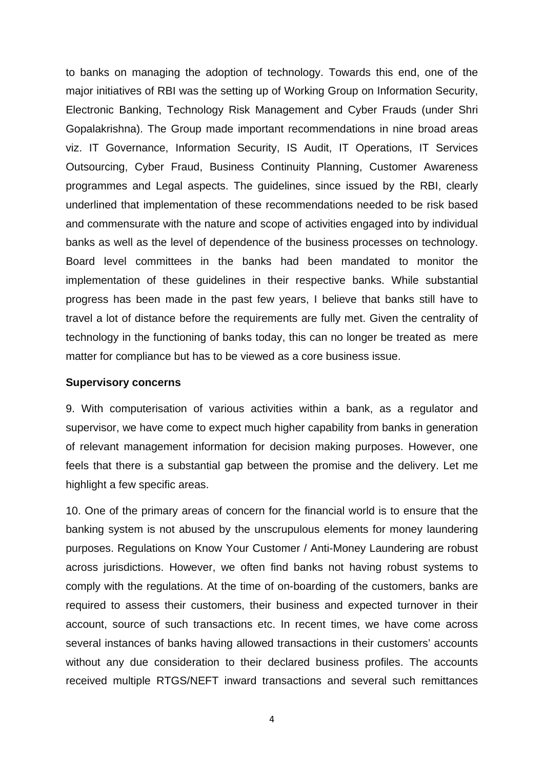to banks on managing the adoption of technology. Towards this end, one of the major initiatives of RBI was the setting up of Working Group on Information Security, Electronic Banking, Technology Risk Management and Cyber Frauds (under Shri Gopalakrishna). The Group made important recommendations in nine broad areas viz. IT Governance, Information Security, IS Audit, IT Operations, IT Services Outsourcing, Cyber Fraud, Business Continuity Planning, Customer Awareness programmes and Legal aspects. The guidelines, since issued by the RBI, clearly underlined that implementation of these recommendations needed to be risk based and commensurate with the nature and scope of activities engaged into by individual banks as well as the level of dependence of the business processes on technology. Board level committees in the banks had been mandated to monitor the implementation of these guidelines in their respective banks. While substantial progress has been made in the past few years, I believe that banks still have to travel a lot of distance before the requirements are fully met. Given the centrality of technology in the functioning of banks today, this can no longer be treated as mere matter for compliance but has to be viewed as a core business issue.

**Supervisory concerns**

9. With computerisation of various activities within a bank, as a regulator and supervisor, we have come to expect much higher capability from banks in generation of relevant management information for decision making purposes. However, one feels that there is a substantial gap between the promise and the delivery. Let me highlight a few specific areas.

10. One of the primary areas of concern for the financial world is to ensure that the banking system is not abused by the unscrupulous elements for money laundering purposes. Regulations on Know Your Customer / Anti-Money Laundering are robust across jurisdictions. However, we often find banks not having robust systems to comply with the regulations. At the time of on-boarding of the customers, banks are required to assess their customers, their business and expected turnover in their account, source of such transactions etc. In recent times, we have come across several instances of banks having allowed transactions in their customers' accounts without any due consideration to their declared business profiles. The accounts received multiple RTGS/NEFT inward transactions and several such remittances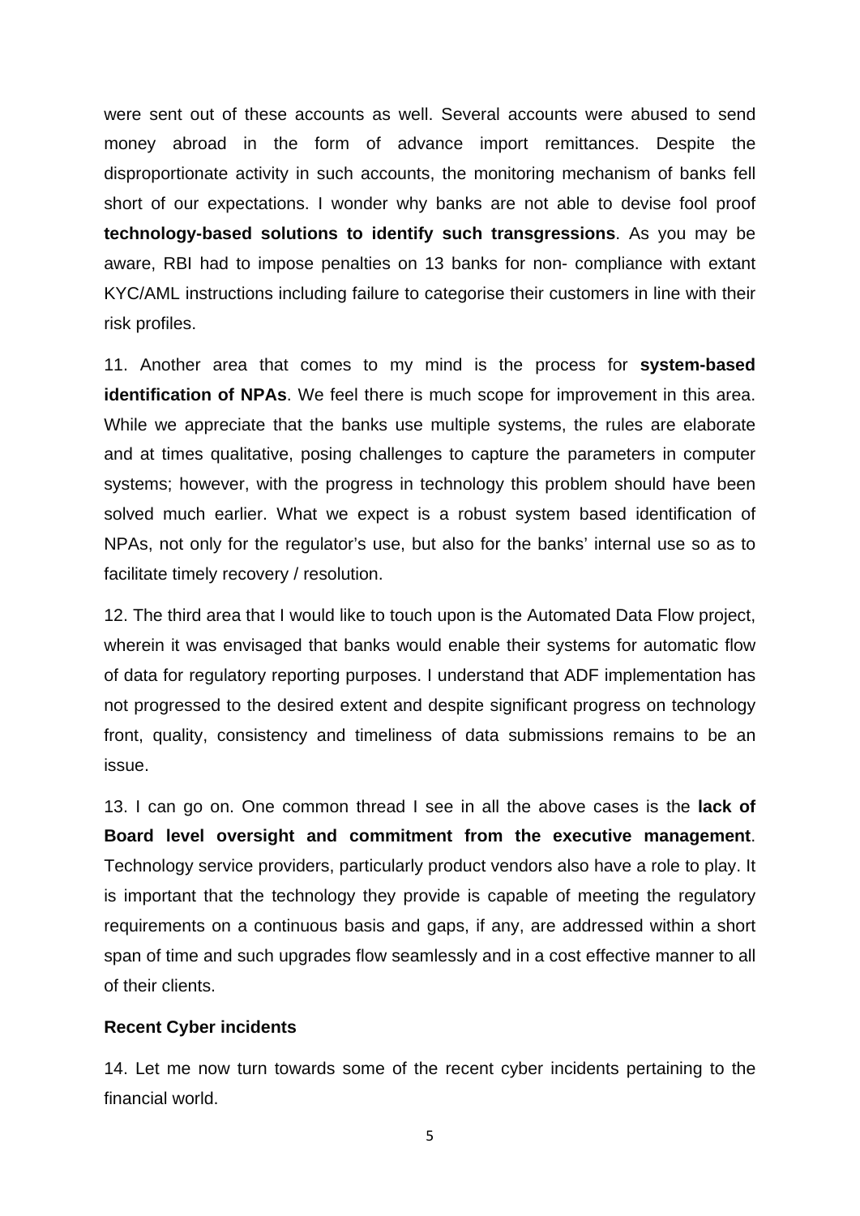were sent out of these accounts as well. Several accounts were abused to send money abroad in the form of advance import remittances. Despite the disproportionate activity in such accounts, the monitoring mechanism of banks fell short of our expectations. I wonder why banks are not able to devise fool proof **technology-based solutions to identify such transgressions**. As you may be aware, RBI had to impose penalties on 13 banks for non- compliance with extant KYC/AML instructions including failure to categorise their customers in line with their risk profiles.

11. Another area that comes to my mind is the process for **system-based identification of NPAs**. We feel there is much scope for improvement in this area. While we appreciate that the banks use multiple systems, the rules are elaborate and at times qualitative, posing challenges to capture the parameters in computer systems; however, with the progress in technology this problem should have been solved much earlier. What we expect is a robust system based identification of NPAs, not only for the regulator's use, but also for the banks' internal use so as to facilitate timely recovery / resolution.

12. The third area that I would like to touch upon is the Automated Data Flow project, wherein it was envisaged that banks would enable their systems for automatic flow of data for regulatory reporting purposes. I understand that ADF implementation has not progressed to the desired extent and despite significant progress on technology front, quality, consistency and timeliness of data submissions remains to be an issue.

13. I can go on. One common thread I see in all the above cases is the **lack of Board level oversight and commitment from the executive management**. Technology service providers, particularly product vendors also have a role to play. It is important that the technology they provide is capable of meeting the regulatory requirements on a continuous basis and gaps, if any, are addressed within a short span of time and such upgrades flow seamlessly and in a cost effective manner to all of their clients.

**Recent Cyber incidents**

14. Let me now turn towards some of the recent cyber incidents pertaining to the financial world.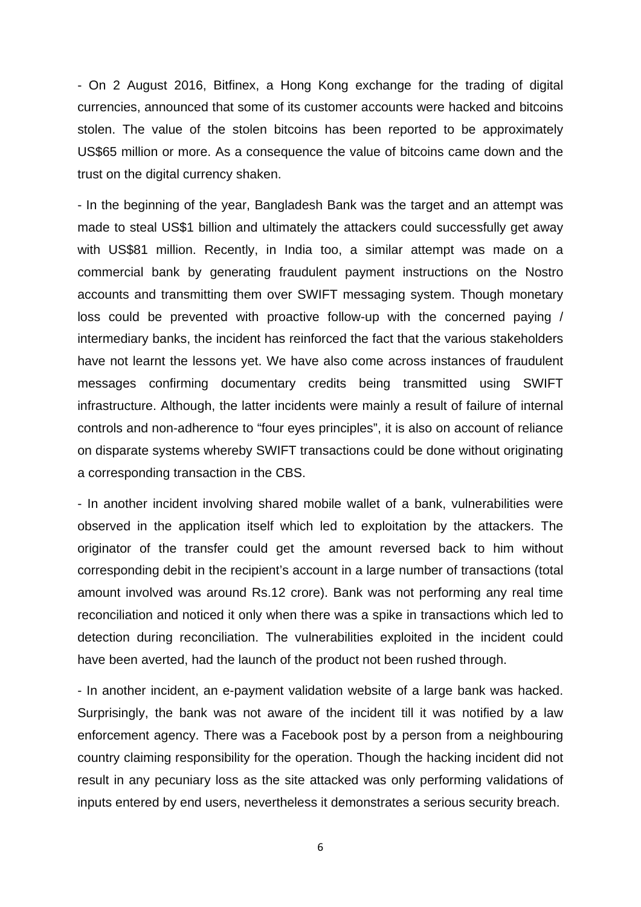- On 2 August 2016, Bitfinex, a Hong Kong exchange for the trading of digital currencies, announced that some of its customer accounts were hacked and bitcoins stolen. The value of the stolen bitcoins has been reported to be approximately US$65 million or more. As a consequence the value of bitcoins came down and the trust on the digital currency shaken.

- In the beginning of the year, Bangladesh Bank was the target and an attempt was made to steal US$1 billion and ultimately the attackers could successfully get away with US$81 million. Recently, in India too, a similar attempt was made on a commercial bank by generating fraudulent payment instructions on the Nostro accounts and transmitting them over SWIFT messaging system. Though monetary loss could be prevented with proactive follow-up with the concerned paying / intermediary banks, the incident has reinforced the fact that the various stakeholders have not learnt the lessons yet. We have also come across instances of fraudulent messages confirming documentary credits being transmitted using SWIFT infrastructure. Although, the latter incidents were mainly a result of failure of internal controls and non-adherence to "four eyes principles", it is also on account of reliance on disparate systems whereby SWIFT transactions could be done without originating a corresponding transaction in the CBS.

- In another incident involving shared mobile wallet of a bank, vulnerabilities were observed in the application itself which led to exploitation by the attackers. The originator of the transfer could get the amount reversed back to him without corresponding debit in the recipient's account in a large number of transactions (total amount involved was around Rs.12 crore). Bank was not performing any real time reconciliation and noticed it only when there was a spike in transactions which led to detection during reconciliation. The vulnerabilities exploited in the incident could have been averted, had the launch of the product not been rushed through.

- In another incident, an e-payment validation website of a large bank was hacked. Surprisingly, the bank was not aware of the incident till it was notified by a law enforcement agency. There was a Facebook post by a person from a neighbouring country claiming responsibility for the operation. Though the hacking incident did not result in any pecuniary loss as the site attacked was only performing validations of inputs entered by end users, nevertheless it demonstrates a serious security breach.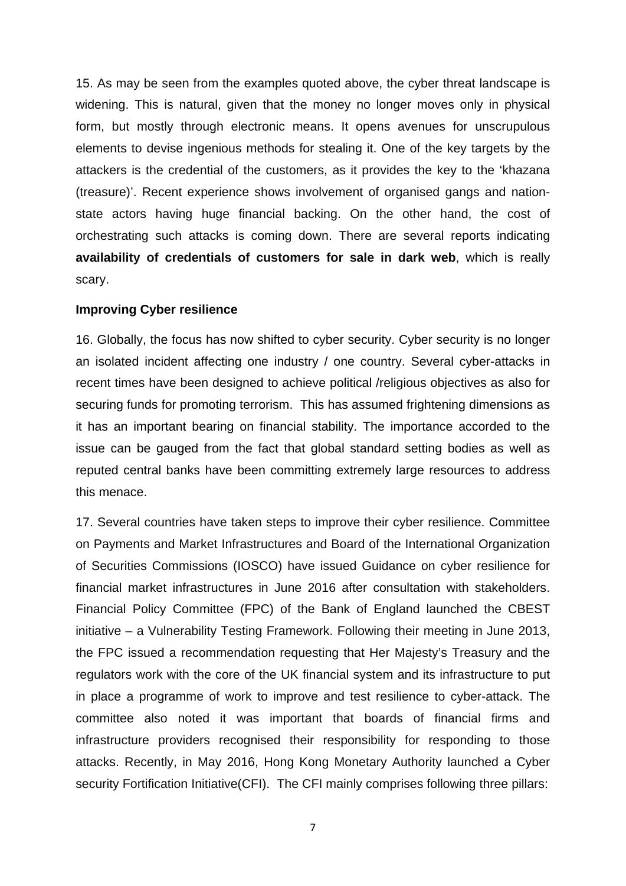15. As may be seen from the examples quoted above, the cyber threat landscape is widening. This is natural, given that the money no longer moves only in physical form, but mostly through electronic means. It opens avenues for unscrupulous elements to devise ingenious methods for stealing it. One of the key targets by the attackers is the credential of the customers, as it provides the key to the 'khazana (treasure)'. Recent experience shows involvement of organised gangs and nation-state actors having huge financial backing. On the other hand, the cost of orchestrating such attacks is coming down. There are several reports indicating **availability of credentials of customers for sale in dark web**, which is really scary.

**Improving Cyber resilience**

16. Globally, the focus has now shifted to cyber security. Cyber security is no longer an isolated incident affecting one industry / one country. Several cyber-attacks in recent times have been designed to achieve political /religious objectives as also for securing funds for promoting terrorism. This has assumed frightening dimensions as it has an important bearing on financial stability. The importance accorded to the issue can be gauged from the fact that global standard setting bodies as well as reputed central banks have been committing extremely large resources to address this menace.

17. Several countries have taken steps to improve their cyber resilience. Committee on Payments and Market Infrastructures and Board of the International Organization of Securities Commissions (IOSCO) have issued Guidance on cyber resilience for financial market infrastructures in June 2016 after consultation with stakeholders. Financial Policy Committee (FPC) of the Bank of England launched the CBEST initiative – a Vulnerability Testing Framework. Following their meeting in June 2013, the FPC issued a recommendation requesting that Her Majesty's Treasury and the regulators work with the core of the UK financial system and its infrastructure to put in place a programme of work to improve and test resilience to cyber-attack. The committee also noted it was important that boards of financial firms and infrastructure providers recognised their responsibility for responding to those attacks. Recently, in May 2016, Hong Kong Monetary Authority launched a Cyber security Fortification Initiative(CFI). The CFI mainly comprises following three pillars: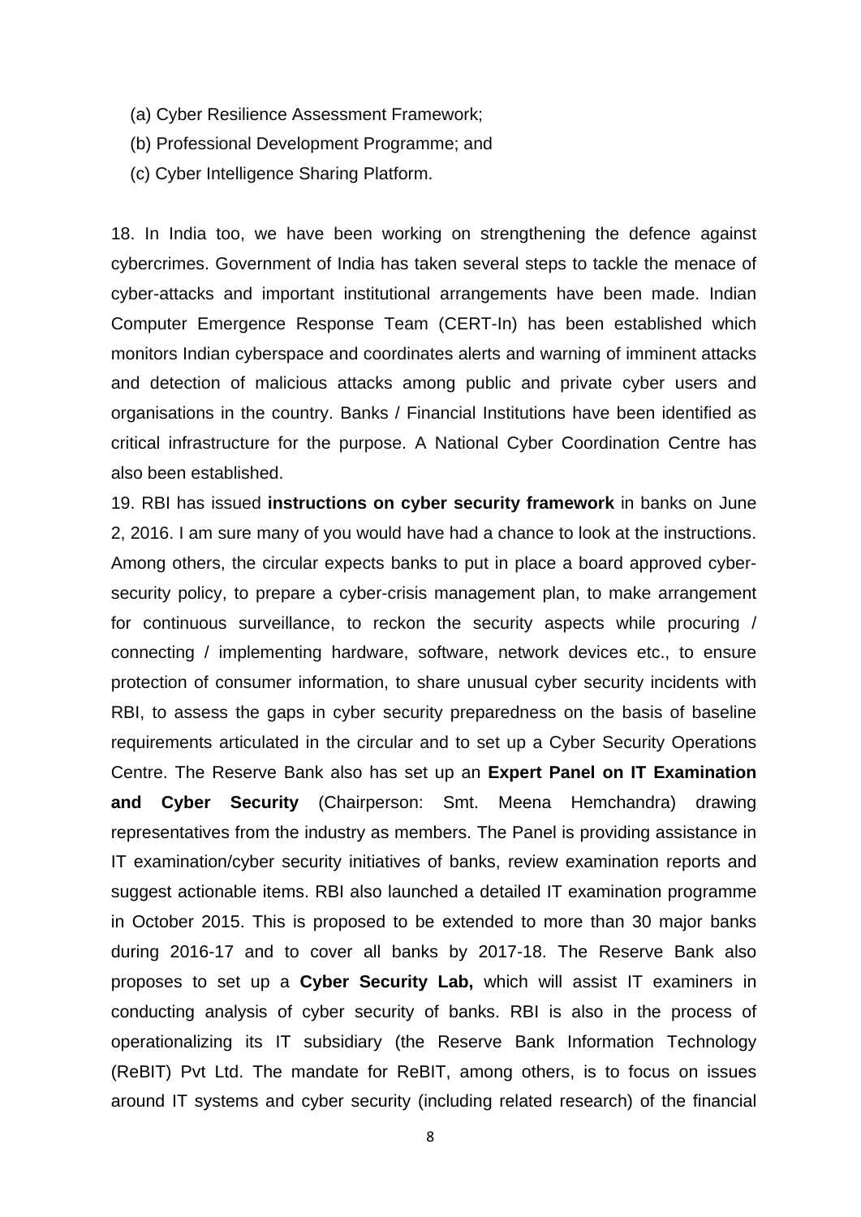(a) Cyber Resilience Assessment Framework;

(b) Professional Development Programme; and

(c) Cyber Intelligence Sharing Platform.

18. In India too, we have been working on strengthening the defence against cybercrimes. Government of India has taken several steps to tackle the menace of cyber-attacks and important institutional arrangements have been made. Indian Computer Emergence Response Team (CERT-In) has been established which monitors Indian cyberspace and coordinates alerts and warning of imminent attacks and detection of malicious attacks among public and private cyber users and organisations in the country. Banks / Financial Institutions have been identified as critical infrastructure for the purpose. A National Cyber Coordination Centre has also been established.

19. RBI has issued **instructions on cyber security framework** in banks on June 2, 2016. I am sure many of you would have had a chance to look at the instructions. Among others, the circular expects banks to put in place a board approved cyber-security policy, to prepare a cyber-crisis management plan, to make arrangement for continuous surveillance, to reckon the security aspects while procuring / connecting / implementing hardware, software, network devices etc., to ensure protection of consumer information, to share unusual cyber security incidents with RBI, to assess the gaps in cyber security preparedness on the basis of baseline requirements articulated in the circular and to set up a Cyber Security Operations Centre. The Reserve Bank also has set up an **Expert Panel on IT Examination and Cyber Security** (Chairperson: Smt. Meena Hemchandra) drawing representatives from the industry as members. The Panel is providing assistance in IT examination/cyber security initiatives of banks, review examination reports and suggest actionable items. RBI also launched a detailed IT examination programme in October 2015. This is proposed to be extended to more than 30 major banks during 2016-17 and to cover all banks by 2017-18. The Reserve Bank also proposes to set up a **Cyber Security Lab,** which will assist IT examiners in conducting analysis of cyber security of banks. RBI is also in the process of operationalizing its IT subsidiary (the Reserve Bank Information Technology (ReBIT) Pvt Ltd. The mandate for ReBIT, among others, is to focus on issues around IT systems and cyber security (including related research) of the financial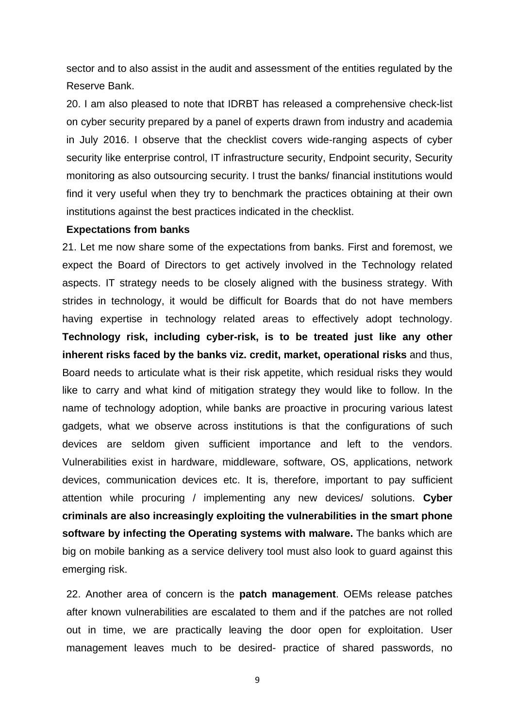sector and to also assist in the audit and assessment of the entities regulated by the Reserve Bank.

20. I am also pleased to note that IDRBT has released a comprehensive check-list on cyber security prepared by a panel of experts drawn from industry and academia in July 2016. I observe that the checklist covers wide-ranging aspects of cyber security like enterprise control, IT infrastructure security, Endpoint security, Security monitoring as also outsourcing security. I trust the banks/ financial institutions would find it very useful when they try to benchmark the practices obtaining at their own institutions against the best practices indicated in the checklist.

**Expectations from banks**

21. Let me now share some of the expectations from banks. First and foremost, we expect the Board of Directors to get actively involved in the Technology related aspects. IT strategy needs to be closely aligned with the business strategy. With strides in technology, it would be difficult for Boards that do not have members having expertise in technology related areas to effectively adopt technology. **Technology risk, including cyber-risk, is to be treated just like any other inherent risks faced by the banks viz. credit, market, operational risks** and thus, Board needs to articulate what is their risk appetite, which residual risks they would like to carry and what kind of mitigation strategy they would like to follow. In the name of technology adoption, while banks are proactive in procuring various latest gadgets, what we observe across institutions is that the configurations of such devices are seldom given sufficient importance and left to the vendors. Vulnerabilities exist in hardware, middleware, software, OS, applications, network devices, communication devices etc. It is, therefore, important to pay sufficient attention while procuring / implementing any new devices/ solutions. **Cyber criminals are also increasingly exploiting the vulnerabilities in the smart phone software by infecting the Operating systems with malware.** The banks which are big on mobile banking as a service delivery tool must also look to guard against this emerging risk.

22. Another area of concern is the **patch management**. OEMs release patches after known vulnerabilities are escalated to them and if the patches are not rolled out in time, we are practically leaving the door open for exploitation. User management leaves much to be desired- practice of shared passwords, no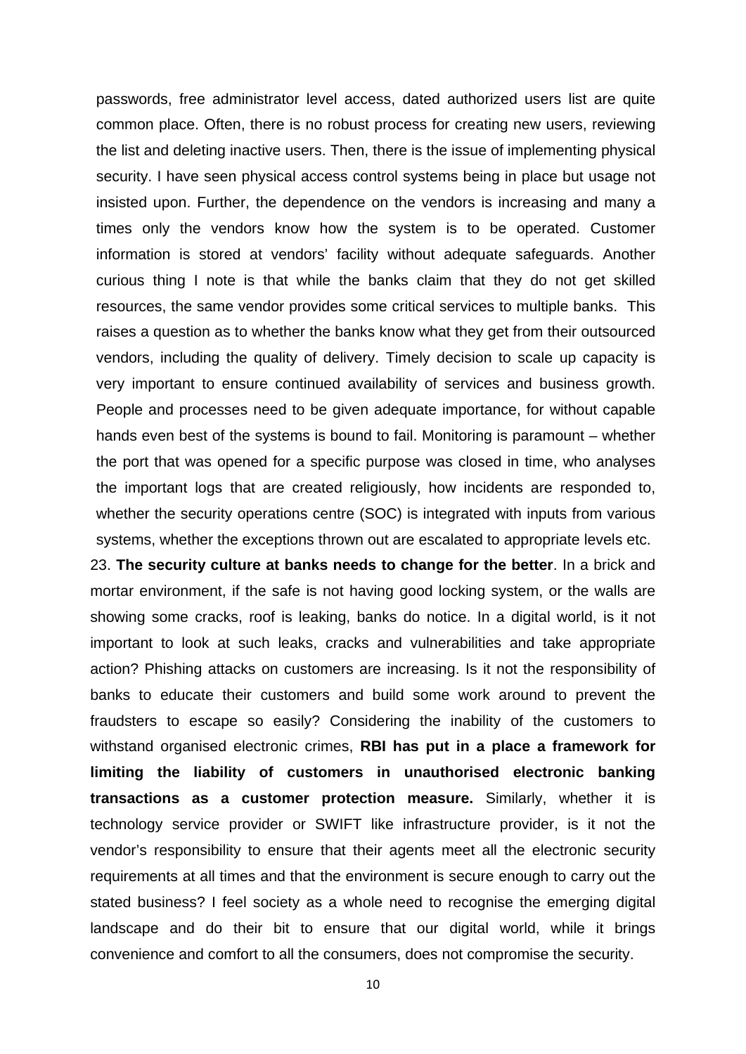passwords, free administrator level access, dated authorized users list are quite common place. Often, there is no robust process for creating new users, reviewing the list and deleting inactive users. Then, there is the issue of implementing physical security. I have seen physical access control systems being in place but usage not insisted upon. Further, the dependence on the vendors is increasing and many a times only the vendors know how the system is to be operated. Customer information is stored at vendors' facility without adequate safeguards. Another curious thing I note is that while the banks claim that they do not get skilled resources, the same vendor provides some critical services to multiple banks. This raises a question as to whether the banks know what they get from their outsourced vendors, including the quality of delivery. Timely decision to scale up capacity is very important to ensure continued availability of services and business growth. People and processes need to be given adequate importance, for without capable hands even best of the systems is bound to fail. Monitoring is paramount – whether the port that was opened for a specific purpose was closed in time, who analyses the important logs that are created religiously, how incidents are responded to, whether the security operations centre (SOC) is integrated with inputs from various systems, whether the exceptions thrown out are escalated to appropriate levels etc.

23. **The security culture at banks needs to change for the better**. In a brick and mortar environment, if the safe is not having good locking system, or the walls are showing some cracks, roof is leaking, banks do notice. In a digital world, is it not important to look at such leaks, cracks and vulnerabilities and take appropriate action? Phishing attacks on customers are increasing. Is it not the responsibility of banks to educate their customers and build some work around to prevent the fraudsters to escape so easily? Considering the inability of the customers to withstand organised electronic crimes, **RBI has put in a place a framework for limiting the liability of customers in unauthorised electronic banking transactions as a customer protection measure.** Similarly, whether it is technology service provider or SWIFT like infrastructure provider, is it not the vendor's responsibility to ensure that their agents meet all the electronic security requirements at all times and that the environment is secure enough to carry out the stated business? I feel society as a whole need to recognise the emerging digital landscape and do their bit to ensure that our digital world, while it brings convenience and comfort to all the consumers, does not compromise the security.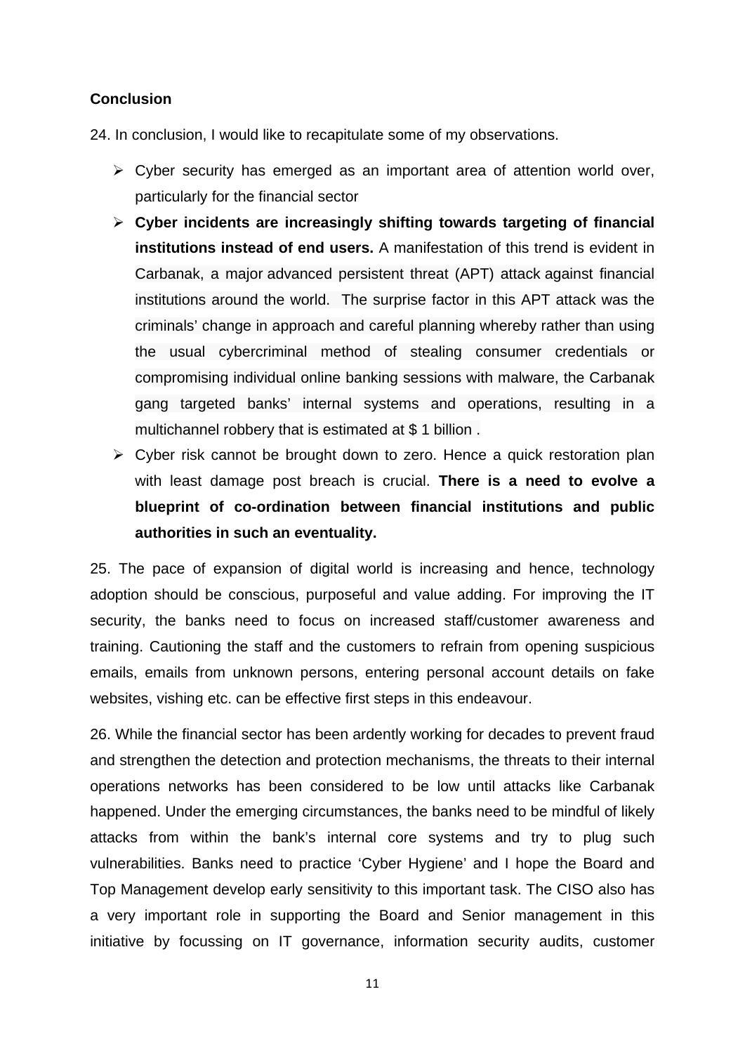**Conclusion**

24. In conclusion, I would like to recapitulate some of my observations.

- Cyber security has emerged as an important area of attention world over, particularly for the financial sector
- **Cyber incidents are increasingly shifting towards targeting of financial institutions instead of end users.** A manifestation of this trend is evident in Carbanak, a major advanced persistent threat (APT) attack against financial institutions around the world. The surprise factor in this APT attack was the criminals' change in approach and careful planning whereby rather than using the usual cybercriminal method of stealing consumer credentials or compromising individual online banking sessions with malware, the Carbanak gang targeted banks' internal systems and operations, resulting in a multichannel robbery that is estimated at $ 1 billion .
- Cyber risk cannot be brought down to zero. Hence a quick restoration plan with least damage post breach is crucial. **There is a need to evolve a blueprint of co-ordination between financial institutions and public authorities in such an eventuality.**

25. The pace of expansion of digital world is increasing and hence, technology adoption should be conscious, purposeful and value adding. For improving the IT security, the banks need to focus on increased staff/customer awareness and training. Cautioning the staff and the customers to refrain from opening suspicious emails, emails from unknown persons, entering personal account details on fake websites, vishing etc. can be effective first steps in this endeavour.

26. While the financial sector has been ardently working for decades to prevent fraud and strengthen the detection and protection mechanisms, the threats to their internal operations networks has been considered to be low until attacks like Carbanak happened. Under the emerging circumstances, the banks need to be mindful of likely attacks from within the bank's internal core systems and try to plug such vulnerabilities. Banks need to practice 'Cyber Hygiene' and I hope the Board and Top Management develop early sensitivity to this important task. The CISO also has a very important role in supporting the Board and Senior management in this initiative by focussing on IT governance, information security audits, customer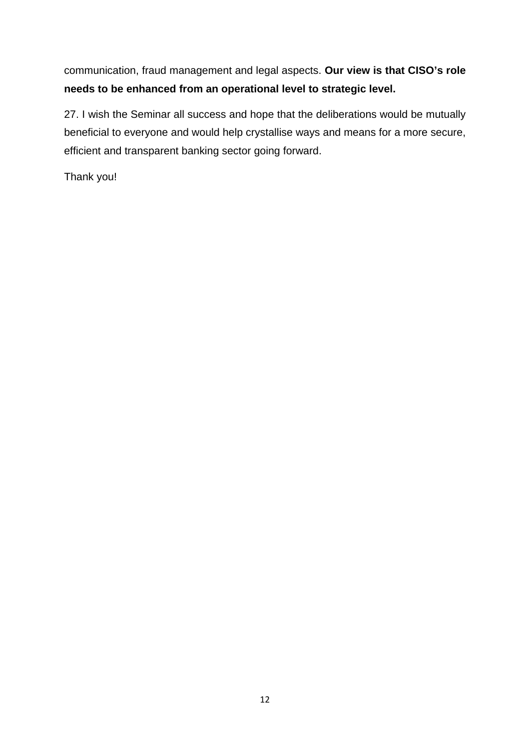communication, fraud management and legal aspects. **Our view is that CISO's role needs to be enhanced from an operational level to strategic level.**

27. I wish the Seminar all success and hope that the deliberations would be mutually beneficial to everyone and would help crystallise ways and means for a more secure, efficient and transparent banking sector going forward.

Thank you!